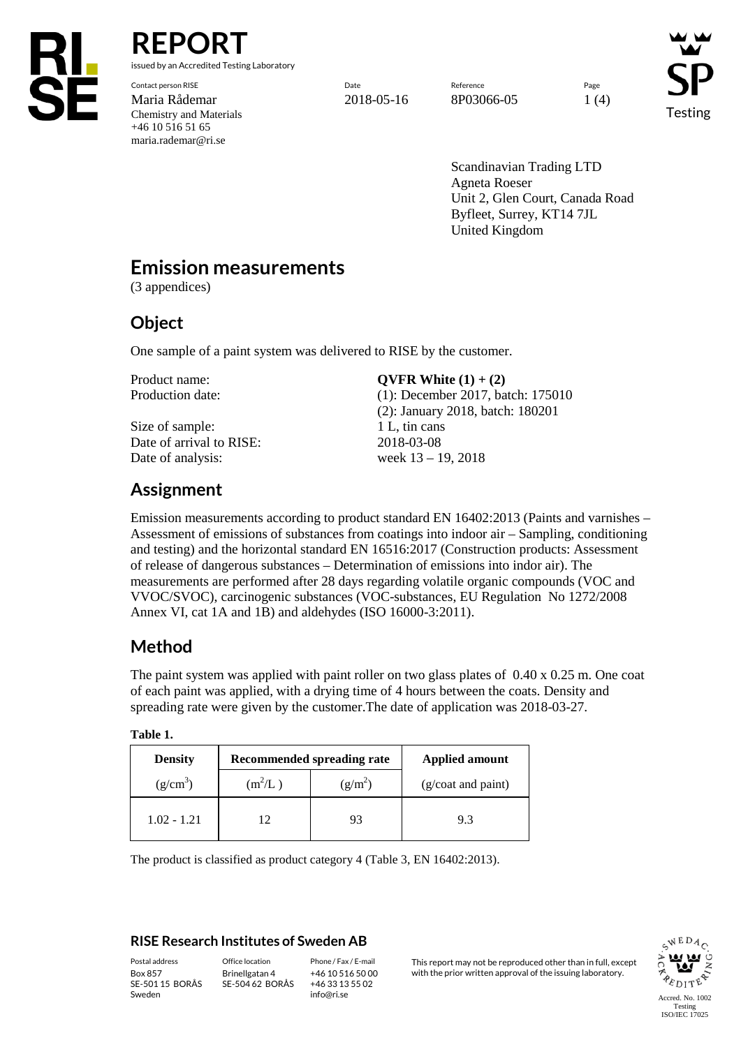# REPORT

issued by an Accredited Testing Laboratory

| Contact person RISE | Date | Reference | Page |
|---|---|---|---|
| Maria Rådemar | 2018-05-16 | 8P03066-05 | 1 (4) |
| Chemistry and Materials | | | |
| +46 10 516 51 65 | | | |
| maria.rademar@ri.se | | | |

Scandinavian Trading LTD
Agneta Roeser
Unit 2, Glen Court, Canada Road
Byfleet, Surrey, KT14 7JL
United Kingdom

# Emission measurements

(3 appendices)

## Object

One sample of a paint system was delivered to RISE by the customer.

| | |
|---|---|
| Product name: | **QVFR White (1) + (2)** |
| Production date: | (1): December 2017, batch: 175010<br>(2): January 2018, batch: 180201 |
| Size of sample: | 1 L, tin cans |
| Date of arrival to RISE: | 2018-03-08 |
| Date of analysis: | week 13 – 19, 2018 |

## Assignment

Emission measurements according to product standard EN 16402:2013 (Paints and varnishes – Assessment of emissions of substances from coatings into indoor air – Sampling, conditioning and testing) and the horizontal standard EN 16516:2017 (Construction products: Assessment of release of dangerous substances – Determination of emissions into indoor air). The measurements are performed after 28 days regarding volatile organic compounds (VOC and VVOC/SVOC), carcinogenic substances (VOC-substances, EU Regulation No 1272/2008 Annex VI, cat 1A and 1B) and aldehydes (ISO 16000-3:2011).

## Method

The paint system was applied with paint roller on two glass plates of 0.40 x 0.25 m. One coat of each paint was applied, with a drying time of 4 hours between the coats. Density and spreading rate were given by the customer.The date of application was 2018-03-27.

**Table 1.**

| **Density** | **Recommended spreading rate** | | **Applied amount** |
|---|---|---|---|
| ($g/cm^3$) | ($m^2/L$ ) | ($g/m^2$) | (g/coat and paint) |
| 1.02 - 1.21 | 12 | 93 | 9.3 |

The product is classified as product category 4 (Table 3, EN 16402:2013).

## RISE Research Institutes of Sweden AB

| Postal address | Office location | Phone / Fax / E-mail |
|---|---|---|
| Box 857<br>SE-501 15 BORÅS<br>Sweden | Brinellgatan 4<br>SE-504 62 BORÅS | +46 10 516 50 00<br>+46 33 13 55 02<br>info@ri.se |

This report may not be reproduced other than in full, except with the prior written approval of the issuing laboratory.

Accred. No. 1002
Testing
ISO/IEC 17025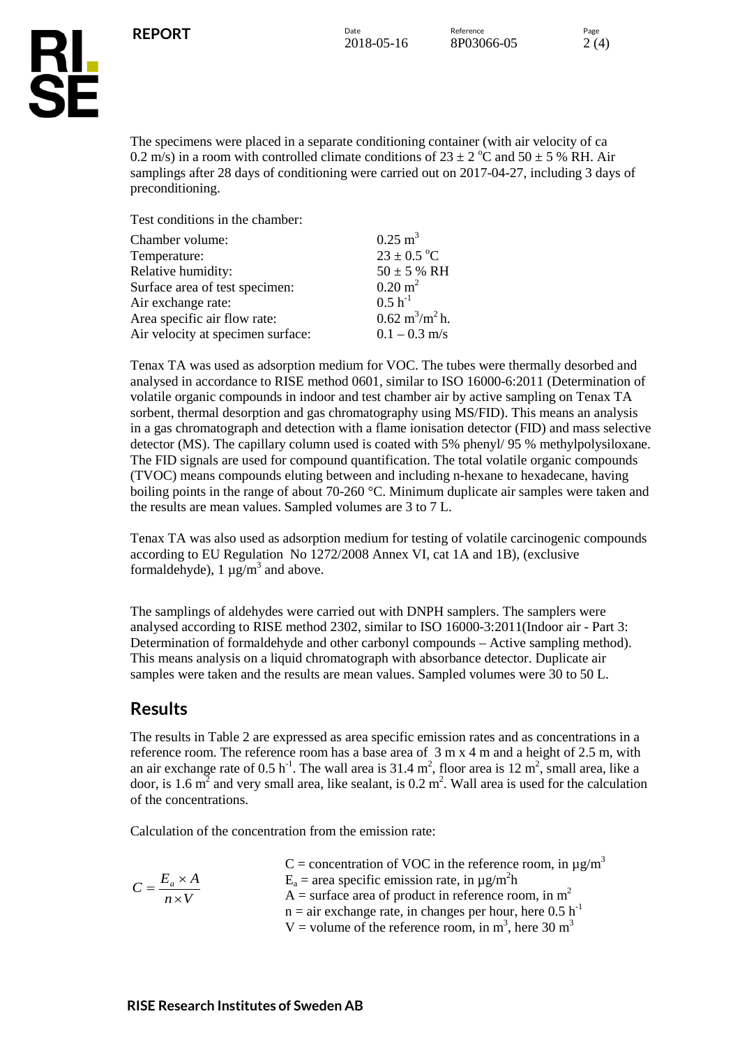The specimens were placed in a separate conditioning container (with air velocity of ca 0.2 m/s) in a room with controlled climate conditions of $23 \pm 2$ °C and $50 \pm 5$ % RH. Air samplings after 28 days of conditioning were carried out on 2017-04-27, including 3 days of preconditioning.

Test conditions in the chamber:

| | |
|---|---|
| Chamber volume: | $0.25$ m$^3$ |
| Temperature: | $23 \pm 0.5$ °C |
| Relative humidity: | $50 \pm 5$ % RH |
| Surface area of test specimen: | $0.20$ m$^2$ |
| Air exchange rate: | $0.5$ h$^{-1}$ |
| Area specific air flow rate: | $0.62$ m$^3$/m$^2$ h. |
| Air velocity at specimen surface: | $0.1 – 0.3$ m/s |

Tenax TA was used as adsorption medium for VOC. The tubes were thermally desorbed and analysed in accordance to RISE method 0601, similar to ISO 16000-6:2011 (Determination of volatile organic compounds in indoor and test chamber air by active sampling on Tenax TA sorbent, thermal desorption and gas chromatography using MS/FID). This means an analysis in a gas chromatograph and detection with a flame ionisation detector (FID) and mass selective detector (MS). The capillary column used is coated with 5% phenyl/ 95 % methylpolysiloxane. The FID signals are used for compound quantification. The total volatile organic compounds (TVOC) means compounds eluting between and including n-hexane to hexadecane, having boiling points in the range of about 70-260 °C. Minimum duplicate air samples were taken and the results are mean values. Sampled volumes are 3 to 7 L.

Tenax TA was also used as adsorption medium for testing of volatile carcinogenic compounds according to EU Regulation No 1272/2008 Annex VI, cat 1A and 1B), (exclusive formaldehyde), 1 µg/m$^3$ and above.

The samplings of aldehydes were carried out with DNPH samplers. The samplers were analysed according to RISE method 2302, similar to ISO 16000-3:2011(Indoor air - Part 3: Determination of formaldehyde and other carbonyl compounds – Active sampling method). This means analysis on a liquid chromatograph with absorbance detector. Duplicate air samples were taken and the results are mean values. Sampled volumes were 30 to 50 L.

## Results

The results in Table 2 are expressed as area specific emission rates and as concentrations in a reference room. The reference room has a base area of 3 m x 4 m and a height of 2.5 m, with an air exchange rate of 0.5 h$^{-1}$. The wall area is 31.4 m$^2$, floor area is 12 m$^2$, small area, like a door, is 1.6 m$^2$ and very small area, like sealant, is 0.2 m$^2$. Wall area is used for the calculation of the concentrations.

Calculation of the concentration from the emission rate:

$$C = \frac{E_a \times A}{n \times V}$$

$C$ = concentration of VOC in the reference room, in µg/m$^3$
$E_a$ = area specific emission rate, in µg/m$^2$h
$A$ = surface area of product in reference room, in m$^2$
$n$ = air exchange rate, in changes per hour, here 0.5 h$^{-1}$
$V$ = volume of the reference room, in m$^3$, here 30 m$^3$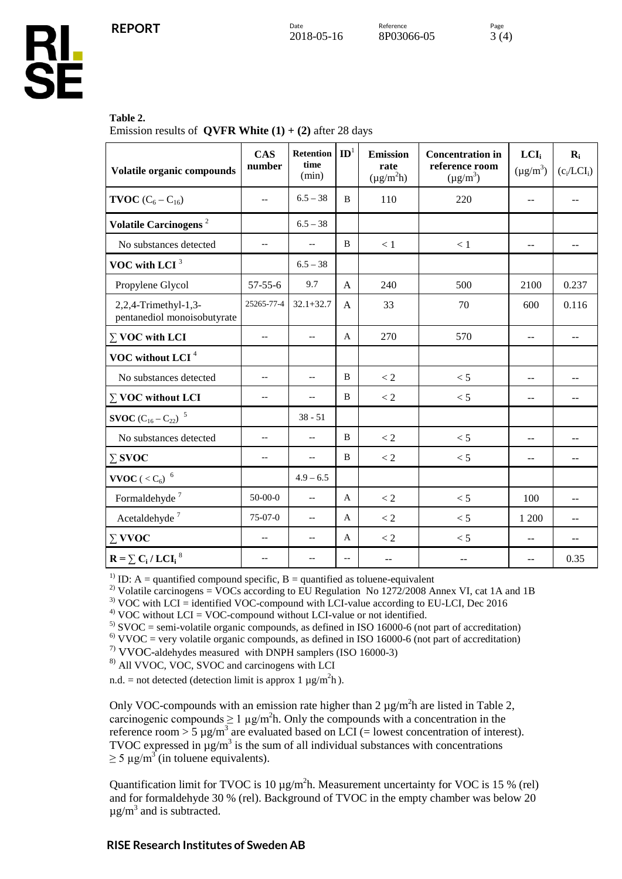**Table 2.**
Emission results of **QVFR White (1) + (2)** after 28 days

| Volatile organic compounds | CAS number | Retention time (min) | ID[1] | Emission rate ($\mu g/m^2h$) | Concentration in reference room ($\mu g/m^3$) | $LCI_i$ ($\mu g/m^3$) | $R_i$ ($c_i/LCI_i$) |
|---|---|---|---|---|---|---|---|
| **TVOC** ($C_6 - C_{16}$) | -- | 6.5 – 38 | B | 110 | 220 | -- | -- |
| **Volatile Carcinogens** [2] | | 6.5 – 38 | | | | | |
| No substances detected | -- | -- | B | < 1 | < 1 | -- | -- |
| **VOC with LCI** [3] | | 6.5 – 38 | | | | | |
| Propylene Glycol | 57-55-6 | 9.7 | A | 240 | 500 | 2100 | 0.237 |
| 2,2,4-Trimethyl-1,3-pentanediol monoisobutyrate | 25265-77-4 | 32.1+32.7 | A | 33 | 70 | 600 | 0.116 |
| ∑ **VOC with LCI** | -- | -- | A | 270 | 570 | -- | -- |
| **VOC without LCI** [4] | | | | | | | |
| No substances detected | -- | -- | B | < 2 | < 5 | -- | -- |
| ∑ **VOC without LCI** | -- | -- | B | < 2 | < 5 | -- | -- |
| **SVOC** ($C_{16} - C_{22}$) [5] | | 38 - 51 | | | | | |
| No substances detected | -- | -- | B | < 2 | < 5 | -- | -- |
| ∑ **SVOC** | -- | -- | B | < 2 | < 5 | -- | -- |
| **VVOC** ( < $C_6$) [6] | | 4.9 – 6.5 | | | | | |
| Formaldehyde [7] | 50-00-0 | -- | A | < 2 | < 5 | 100 | -- |
| Acetaldehyde [7] | 75-07-0 | -- | A | < 2 | < 5 | 1 200 | -- |
| ∑ **VVOC** | -- | -- | A | < 2 | < 5 | -- | -- |
| $\mathbf{R = \sum C_i / LCI_i}$ [8] | -- | -- | -- | -- | -- | -- | 0.35 |

[1] ID: A = quantified compound specific, B = quantified as toluene-equivalent
[2] Volatile carcinogens = VOCs according to EU Regulation No 1272/2008 Annex VI, cat 1A and 1B
[3] VOC with LCI = identified VOC-compound with LCI-value according to EU-LCI, Dec 2016
[4] VOC without LCI = VOC-compound without LCI-value or not identified.
[5] SVOC = semi-volatile organic compounds, as defined in ISO 16000-6 (not part of accreditation)
[6] VVOC = very volatile organic compounds, as defined in ISO 16000-6 (not part of accreditation)
[7] VVOC-aldehydes measured with DNPH samplers (ISO 16000-3)
[8] All VVOC, VOC, SVOC and carcinogens with LCI
n.d. = not detected (detection limit is approx 1 $\mu g/m^2h$ ).

Only VOC-compounds with an emission rate higher than 2 $\mu g/m^2h$ are listed in Table 2, carcinogenic compounds $\geq 1$ $\mu g/m^2h$. Only the compounds with a concentration in the reference room > 5 $\mu g/m^3$ are evaluated based on LCI (= lowest concentration of interest). TVOC expressed in $\mu g/m^3$ is the sum of all individual substances with concentrations $\geq 5$ $\mu g/m^3$ (in toluene equivalents).

Quantification limit for TVOC is 10 $\mu g/m^2h$. Measurement uncertainty for VOC is 15 % (rel) and for formaldehyde 30 % (rel). Background of TVOC in the empty chamber was below 20 $\mu g/m^3$ and is subtracted.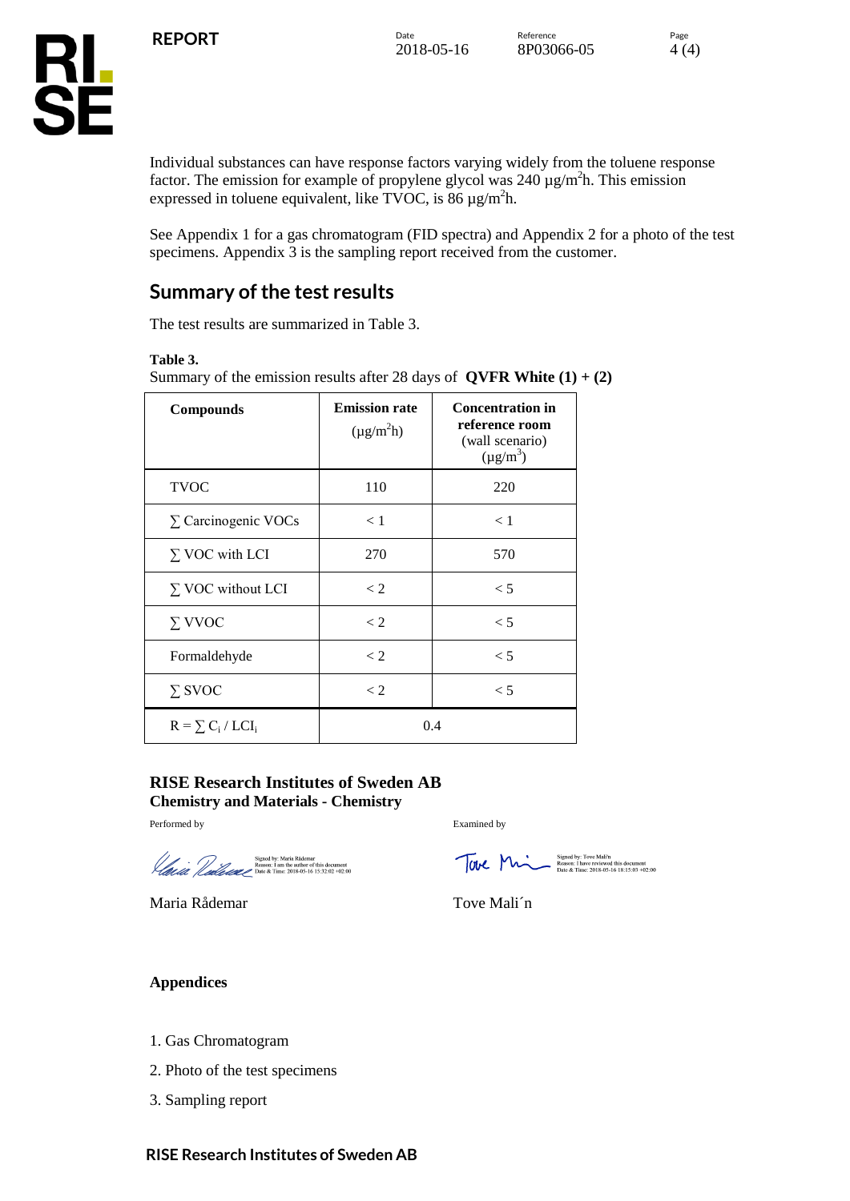Individual substances can have response factors varying widely from the toluene response factor. The emission for example of propylene glycol was 240 µg/m$^2$h. This emission expressed in toluene equivalent, like TVOC, is 86 µg/m$^2$h.

See Appendix 1 for a gas chromatogram (FID spectra) and Appendix 2 for a photo of the test specimens. Appendix 3 is the sampling report received from the customer.

## Summary of the test results

The test results are summarized in Table 3.

**Table 3.**
Summary of the emission results after 28 days of **QVFR White (1) + (2)**

| Compounds | **Emission rate** (µg/m$^2$h) | **Concentration in reference room** (wall scenario) (µg/m$^3$) |
|---|---|---|
| TVOC | 110 | 220 |
| ∑ Carcinogenic VOCs | < 1 | < 1 |
| ∑ VOC with LCI | 270 | 570 |
| ∑ VOC without LCI | < 2 | < 5 |
| ∑ VVOC | < 2 | < 5 |
| Formaldehyde | < 2 | < 5 |
| ∑ SVOC | < 2 | < 5 |
| $R = \sum C_i / LCI_i$ | 0.4 | |

**RISE Research Institutes of Sweden AB**
**Chemistry and Materials - Chemistry**

Performed by

Signed by: Maria Rådemar
Reason: I am the author of this document
Date & Time: 2018-05-16 15:32:02 +02:00

Maria Rådemar

Examined by

Signed by: Tove Mali'n
Reason: I have reviewed this document
Date & Time: 2018-05-16 18:15:03 +02:00

Tove Mali´n

**Appendices**

1. Gas Chromatogram
2. Photo of the test specimens
3. Sampling report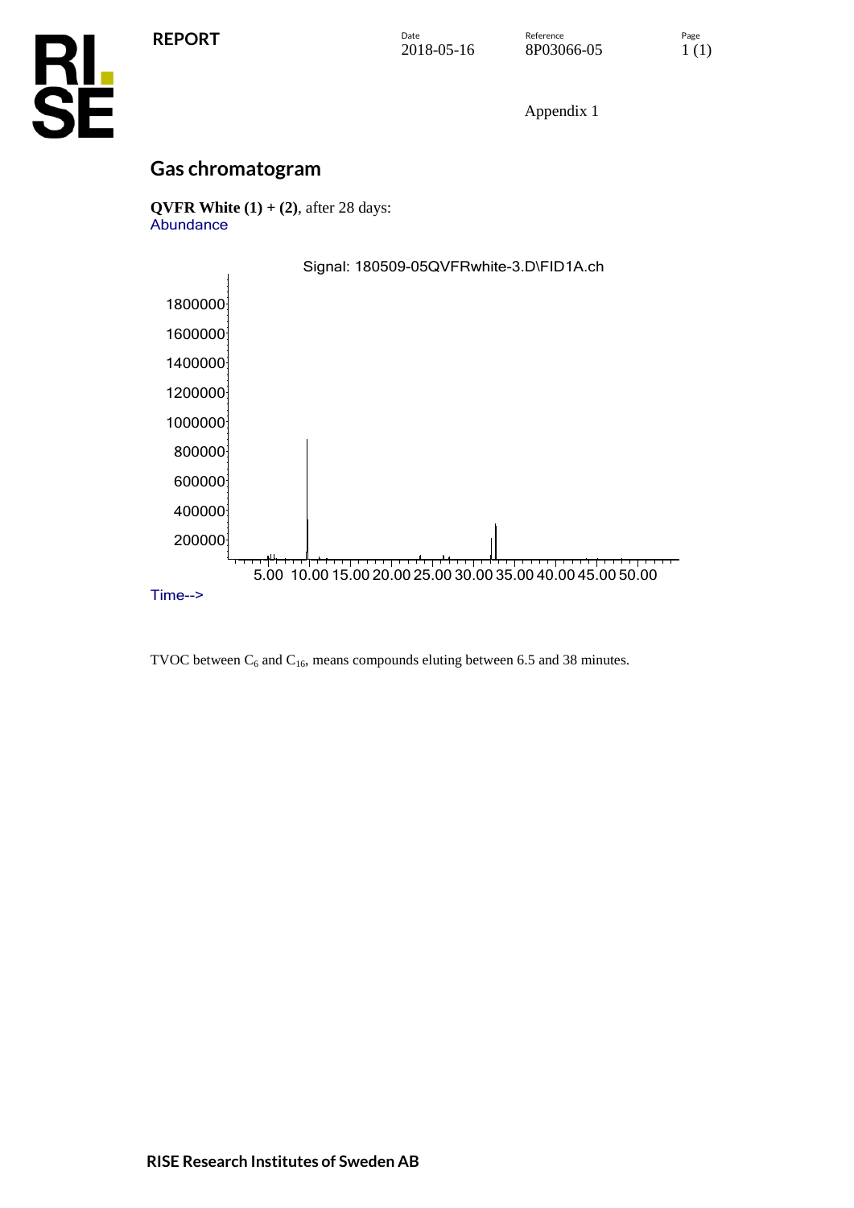Appendix 1

## Gas chromatogram

**QVFR White (1)** + **(2)**, after 28 days:

TVOC between $C_6$ and $C_{16}$, means compounds eluting between 6.5 and 38 minutes.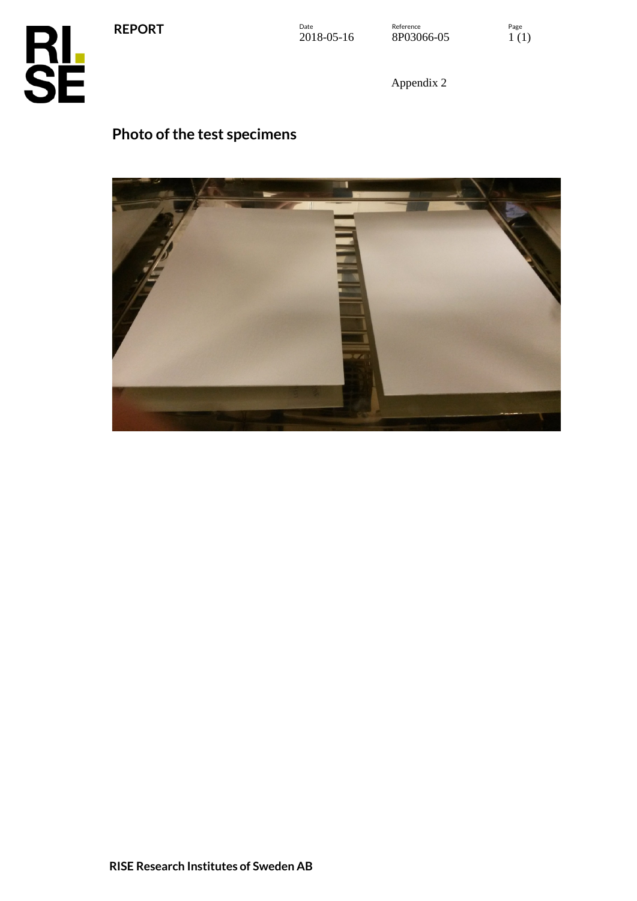Appendix 2

# Photo of the test specimens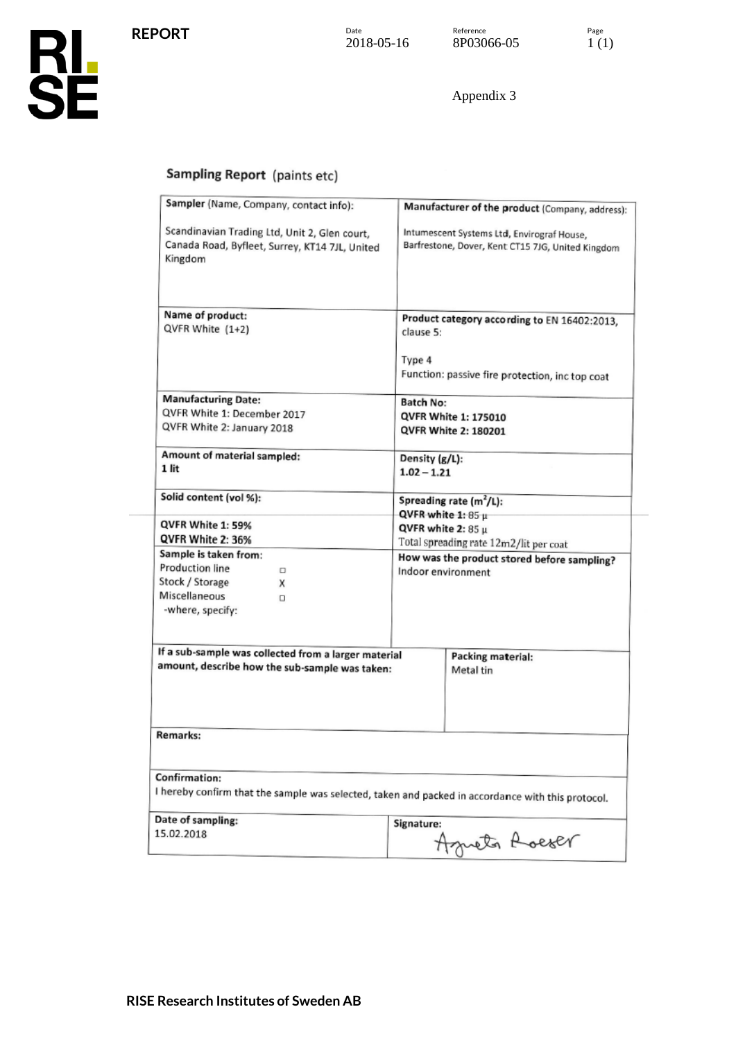Appendix 3

## Sampling Report (paints etc)

| | |
|---|---|
| **Sampler** (Name, Company, contact info):<br><br>Scandinavian Trading Ltd, Unit 2, Glen court, Canada Road, Byfleet, Surrey, KT14 7JL, United Kingdom | **Manufacturer of the product** (Company, address):<br><br>Intumescent Systems Ltd, Envirograf House, Barfrestone, Dover, Kent CT15 7JG, United Kingdom |
| **Name of product:**<br>QVFR White (1+2) | **Product category according to** EN 16402:2013, clause 5:<br><br>Type 4<br>Function: passive fire protection, inc top coat |
| **Manufacturing Date:**<br>QVFR White 1: December 2017<br>QVFR White 2: January 2018 | **Batch No:**<br>**QVFR White 1: 175010**<br>**QVFR White 2: 180201** |
| **Amount of material sampled:**<br>**1 lit** | **Density (g/L):**<br>**1.02 – 1.21** |
| **Solid content (vol %):**<br><br>**QVFR White 1: 59%**<br>**QVFR White 2: 36%** | **Spreading rate ($m^2$/L):**<br>**QVFR white 1:** 85 µ<br>**QVFR white 2:** 85 µ<br>Total spreading rate 12m2/lit per coat |
| **Sample is taken from:**<br>Production line ☐<br>Stock / Storage X<br>Miscellaneous ☐<br>-where, specify: | **How was the product stored before sampling?**<br>Indoor environment |
| **If a sub-sample was collected from a larger material amount, describe how the sub-sample was taken:** | **Packing material:**<br>Metal tin |
| **Remarks:** | |
| **Confirmation:**<br>I hereby confirm that the sample was selected, taken and packed in accordance with this protocol. | |
| **Date of sampling:**<br>15.02.2018 | **Signature:**<br>Agneta Roeser |